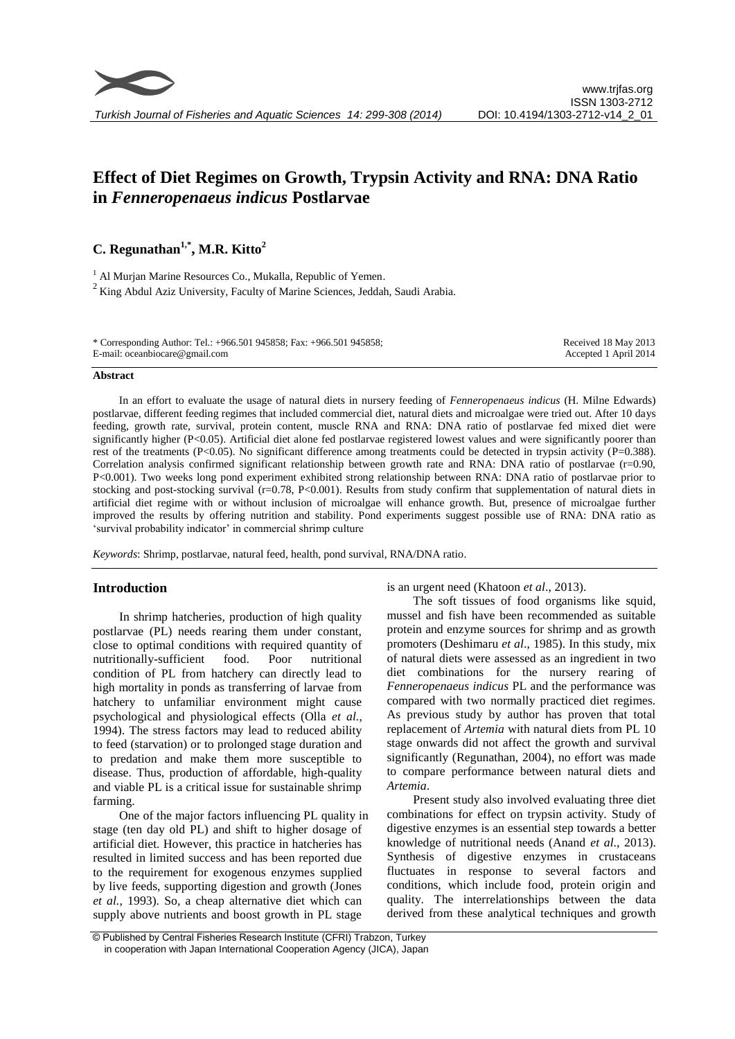# Effect of Diet Regimes on Growth, Trypsin Activity and RNA: DNA Ratio in *Fenneropenaeus indicus* Postlarvae

## C. Regunathan[1,*], M.R. Kitto[2]

[1] Al Murjan Marine Resources Co., Mukalla, Republic of Yemen.

[2] King Abdul Aziz University, Faculty of Marine Sciences, Jeddah, Saudi Arabia.

\* Corresponding Author: Tel.: +966.501 945858; Fax: +966.501 945858;
E-mail: oceanbiocare@gmail.com

Received 18 May 2013
Accepted 1 April 2014

### Abstract

In an effort to evaluate the usage of natural diets in nursery feeding of *Fenneropenaeus indicus* (H. Milne Edwards) postlarvae, different feeding regimes that included commercial diet, natural diets and microalgae were tried out. After 10 days feeding, growth rate, survival, protein content, muscle RNA and RNA: DNA ratio of postlarvae fed mixed diet were significantly higher ($P<0.05$). Artificial diet alone fed postlarvae registered lowest values and were significantly poorer than rest of the treatments ($P<0.05$). No significant difference among treatments could be detected in trypsin activity ($P=0.388$). Correlation analysis confirmed significant relationship between growth rate and RNA: DNA ratio of postlarvae ($r=0.90$, $P<0.001$). Two weeks long pond experiment exhibited strong relationship between RNA: DNA ratio of postlarvae prior to stocking and post-stocking survival ($r=0.78$, $P<0.001$). Results from study confirm that supplementation of natural diets in artificial diet regime with or without inclusion of microalgae will enhance growth. But, presence of microalgae further improved the results by offering nutrition and stability. Pond experiments suggest possible use of RNA: DNA ratio as 'survival probability indicator' in commercial shrimp culture

*Keywords*: Shrimp, postlarvae, natural feed, health, pond survival, RNA/DNA ratio.

## Introduction

In shrimp hatcheries, production of high quality postlarvae (PL) needs rearing them under constant, close to optimal conditions with required quantity of nutritionally-sufficient food. Poor nutritional condition of PL from hatchery can directly lead to high mortality in ponds as transferring of larvae from hatchery to unfamiliar environment might cause psychological and physiological effects (Olla *et al.*, 1994). The stress factors may lead to reduced ability to feed (starvation) or to prolonged stage duration and to predation and make them more susceptible to disease. Thus, production of affordable, high-quality and viable PL is a critical issue for sustainable shrimp farming.

One of the major factors influencing PL quality in stage (ten day old PL) and shift to higher dosage of artificial diet. However, this practice in hatcheries has resulted in limited success and has been reported due to the requirement for exogenous enzymes supplied by live feeds, supporting digestion and growth (Jones *et al.*, 1993). So, a cheap alternative diet which can supply above nutrients and boost growth in PL stage is an urgent need (Khatoon *et al.*, 2013).

The soft tissues of food organisms like squid, mussel and fish have been recommended as suitable protein and enzyme sources for shrimp and as growth promoters (Deshimaru *et al.*, 1985). In this study, mix of natural diets were assessed as an ingredient in two diet combinations for the nursery rearing of *Fenneropenaeus indicus* PL and the performance was compared with two normally practiced diet regimes. As previous study by author has proven that total replacement of *Artemia* with natural diets from PL 10 stage onwards did not affect the growth and survival significantly (Regunathan, 2004), no effort was made to compare performance between natural diets and *Artemia*.

Present study also involved evaluating three diet combinations for effect on trypsin activity. Study of digestive enzymes is an essential step towards a better knowledge of nutritional needs (Anand *et al.*, 2013). Synthesis of digestive enzymes in crustaceans fluctuates in response to several factors and conditions, which include food, protein origin and quality. The interrelationships between the data derived from these analytical techniques and growth

© Published by Central Fisheries Research Institute (CFRI) Trabzon, Turkey in cooperation with Japan International Cooperation Agency (JICA), Japan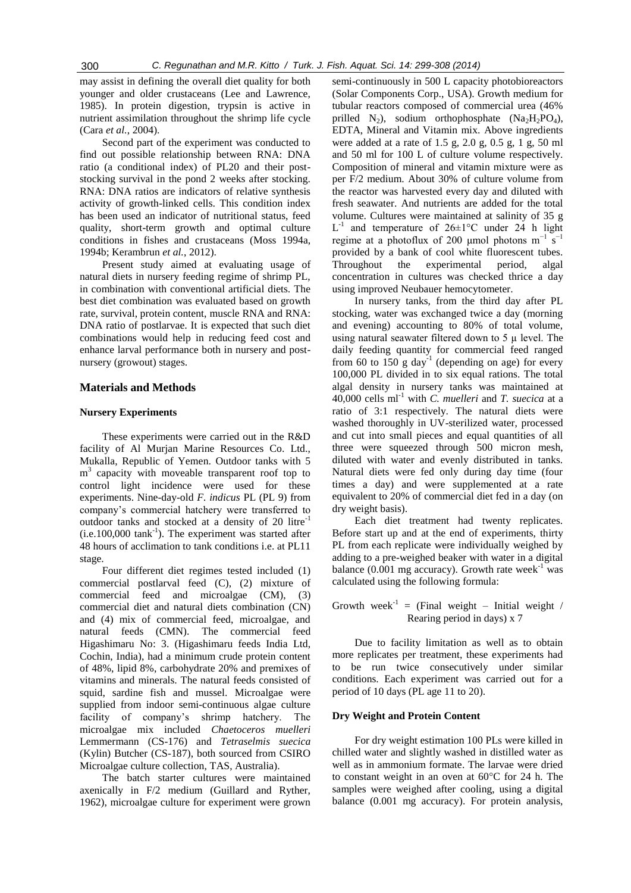may assist in defining the overall diet quality for both younger and older crustaceans (Lee and Lawrence, 1985). In protein digestion, trypsin is active in nutrient assimilation throughout the shrimp life cycle (Cara *et al.*, 2004).

Second part of the experiment was conducted to find out possible relationship between RNA: DNA ratio (a conditional index) of PL20 and their post-stocking survival in the pond 2 weeks after stocking. RNA: DNA ratios are indicators of relative synthesis activity of growth-linked cells. This condition index has been used an indicator of nutritional status, feed quality, short-term growth and optimal culture conditions in fishes and crustaceans (Moss 1994a, 1994b; Kerambrun *et al.*, 2012).

Present study aimed at evaluating usage of natural diets in nursery feeding regime of shrimp PL, in combination with conventional artificial diets. The best diet combination was evaluated based on growth rate, survival, protein content, muscle RNA and RNA: DNA ratio of postlarvae. It is expected that such diet combinations would help in reducing feed cost and enhance larval performance both in nursery and post-nursery (growout) stages.

## Materials and Methods

### Nursery Experiments

These experiments were carried out in the R&D facility of Al Murjan Marine Resources Co. Ltd., Mukalla, Republic of Yemen. Outdoor tanks with 5 $m^3$ capacity with moveable transparent roof top to control light incidence were used for these experiments. Nine-day-old *F. indicus* PL (PL 9) from company's commercial hatchery were transferred to outdoor tanks and stocked at a density of 20 $\text{litre}^{-1}$ (i.e.100,000 $\text{tank}^{-1}$). The experiment was started after 48 hours of acclimation to tank conditions i.e. at PL11 stage.

Four different diet regimes tested included (1) commercial postlarval feed (C), (2) mixture of commercial feed and microalgae (CM), (3) commercial diet and natural diets combination (CN) and (4) mix of commercial feed, microalgae, and natural feeds (CMN). The commercial feed Higashimaru No: 3. (Higashimaru feeds India Ltd, Cochin, India), had a minimum crude protein content of 48%, lipid 8%, carbohydrate 20% and premixes of vitamins and minerals. The natural feeds consisted of squid, sardine fish and mussel. Microalgae were supplied from indoor semi-continuous algae culture facility of company's shrimp hatchery. The microalgae mix included *Chaetoceros muelleri* Lemmermann (CS-176) and *Tetraselmis suecica* (Kylin) Butcher (CS-187), both sourced from CSIRO Microalgae culture collection, TAS, Australia).

The batch starter cultures were maintained axenically in F/2 medium (Guillard and Ryther, 1962), microalgae culture for experiment were grown semi-continuously in 500 L capacity photobioreactors (Solar Components Corp., USA). Growth medium for tubular reactors composed of commercial urea (46% prilled $N_2$), sodium orthophosphate ($Na_2H_2PO_4$), EDTA, Mineral and Vitamin mix. Above ingredients were added at a rate of 1.5 g, 2.0 g, 0.5 g, 1 g, 50 ml and 50 ml for 100 L of culture volume respectively. Composition of mineral and vitamin mixture were as per F/2 medium. About 30% of culture volume from the reactor was harvested every day and diluted with fresh seawater. And nutrients are added for the total volume. Cultures were maintained at salinity of 35 g $L^{-1}$ and temperature of 26±1°C under 24 h light regime at a photoflux of 200 μmol photons $m^{-1}$ $s^{-1}$ provided by a bank of cool white fluorescent tubes. Throughout the experimental period, algal concentration in cultures was checked thrice a day using improved Neubauer hemocytometer.

In nursery tanks, from the third day after PL stocking, water was exchanged twice a day (morning and evening) accounting to 80% of total volume, using natural seawater filtered down to 5 μ level. The daily feeding quantity for commercial feed ranged from 60 to 150 g $\text{day}^{-1}$ (depending on age) for every 100,000 PL divided in to six equal rations. The total algal density in nursery tanks was maintained at 40,000 cells $\text{ml}^{-1}$ with *C. muelleri* and *T. suecica* at a ratio of 3:1 respectively. The natural diets were washed thoroughly in UV-sterilized water, processed and cut into small pieces and equal quantities of all three were squeezed through 500 micron mesh, diluted with water and evenly distributed in tanks. Natural diets were fed only during day time (four times a day) and were supplemented at a rate equivalent to 20% of commercial diet fed in a day (on dry weight basis).

Each diet treatment had twenty replicates. Before start up and at the end of experiments, thirty PL from each replicate were individually weighed by adding to a pre-weighed beaker with water in a digital balance (0.001 mg accuracy). Growth rate $\text{week}^{-1}$ was calculated using the following formula:

$$\text{Growth week}^{-1} = (\text{Final weight} - \text{Initial weight} / \text{Rearing period in days}) \times 7$$

Due to facility limitation as well as to obtain more replicates per treatment, these experiments had to be run twice consecutively under similar conditions. Each experiment was carried out for a period of 10 days (PL age 11 to 20).

### Dry Weight and Protein Content

For dry weight estimation 100 PLs were killed in chilled water and slightly washed in distilled water as well as in ammonium formate. The larvae were dried to constant weight in an oven at 60°C for 24 h. The samples were weighed after cooling, using a digital balance (0.001 mg accuracy). For protein analysis,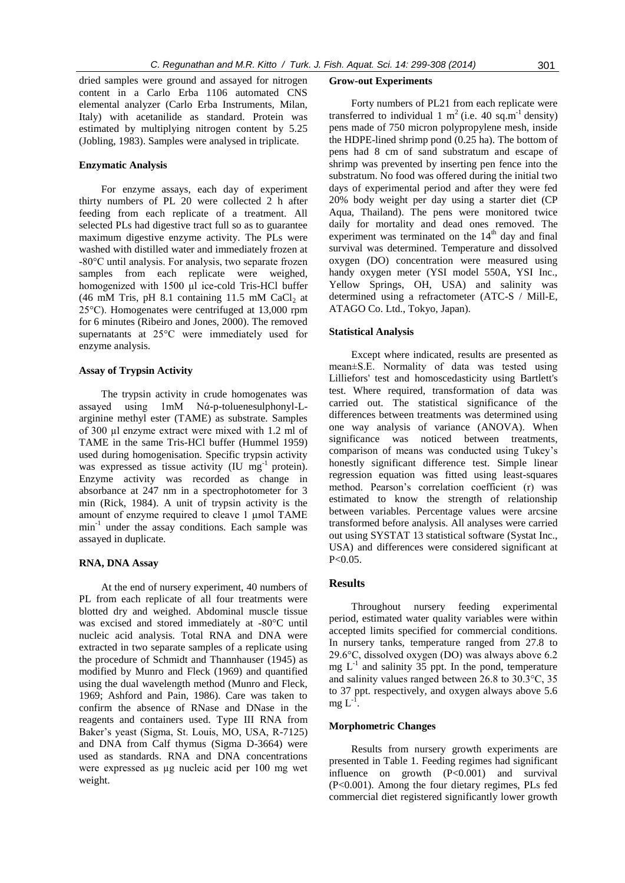dried samples were ground and assayed for nitrogen content in a Carlo Erba 1106 automated CNS elemental analyzer (Carlo Erba Instruments, Milan, Italy) with acetanilide as standard. Protein was estimated by multiplying nitrogen content by 5.25 (Jobling, 1983). Samples were analysed in triplicate.

### Enzymatic Analysis

For enzyme assays, each day of experiment thirty numbers of PL 20 were collected 2 h after feeding from each replicate of a treatment. All selected PLs had digestive tract full so as to guarantee maximum digestive enzyme activity. The PLs were washed with distilled water and immediately frozen at -80°C until analysis. For analysis, two separate frozen samples from each replicate were weighed, homogenized with 1500 µl ice-cold Tris-HCl buffer (46 mM Tris, pH 8.1 containing 11.5 mM $CaCl_2$ at 25°C). Homogenates were centrifuged at 13,000 rpm for 6 minutes (Ribeiro and Jones, 2000). The removed supernatants at 25°C were immediately used for enzyme analysis.

### Assay of Trypsin Activity

The trypsin activity in crude homogenates was assayed using 1mM Nά-p-toluenesulphonyl-L-arginine methyl ester (TAME) as substrate. Samples of 300 µl enzyme extract were mixed with 1.2 ml of TAME in the same Tris-HCl buffer (Hummel 1959) used during homogenisation. Specific trypsin activity was expressed as tissue activity (IU $mg^{-1}$ protein). Enzyme activity was recorded as change in absorbance at 247 nm in a spectrophotometer for 3 min (Rick, 1984). A unit of trypsin activity is the amount of enzyme required to cleave 1 µmol TAME $min^{-1}$ under the assay conditions. Each sample was assayed in duplicate.

### RNA, DNA Assay

At the end of nursery experiment, 40 numbers of PL from each replicate of all four treatments were blotted dry and weighed. Abdominal muscle tissue was excised and stored immediately at -80°C until nucleic acid analysis. Total RNA and DNA were extracted in two separate samples of a replicate using the procedure of Schmidt and Thannhauser (1945) as modified by Munro and Fleck (1969) and quantified using the dual wavelength method (Munro and Fleck, 1969; Ashford and Pain, 1986). Care was taken to confirm the absence of RNase and DNase in the reagents and containers used. Type III RNA from Baker's yeast (Sigma, St. Louis, MO, USA, R-7125) and DNA from Calf thymus (Sigma D-3664) were used as standards. RNA and DNA concentrations were expressed as µg nucleic acid per 100 mg wet weight.

### Grow-out Experiments

Forty numbers of PL21 from each replicate were transferred to individual 1 $m^2$ (i.e. 40 $sq.m^{-1}$ density) pens made of 750 micron polypropylene mesh, inside the HDPE-lined shrimp pond (0.25 ha). The bottom of pens had 8 cm of sand substratum and escape of shrimp was prevented by inserting pen fence into the substratum. No food was offered during the initial two days of experimental period and after they were fed 20% body weight per day using a starter diet (CP Aqua, Thailand). The pens were monitored twice daily for mortality and dead ones removed. The experiment was terminated on the 14th day and final survival was determined. Temperature and dissolved oxygen (DO) concentration were measured using handy oxygen meter (YSI model 550A, YSI Inc., Yellow Springs, OH, USA) and salinity was determined using a refractometer (ATC-S / Mill-E, ATAGO Co. Ltd., Tokyo, Japan).

### Statistical Analysis

Except where indicated, results are presented as mean±S.E. Normality of data was tested using Lilliefors' test and homoscedasticity using Bartlett's test. Where required, transformation of data was carried out. The statistical significance of the differences between treatments was determined using one way analysis of variance (ANOVA). When significance was noticed between treatments, comparison of means was conducted using Tukey's honestly significant difference test. Simple linear regression equation was fitted using least-squares method. Pearson's correlation coefficient (r) was estimated to know the strength of relationship between variables. Percentage values were arcsine transformed before analysis. All analyses were carried out using SYSTAT 13 statistical software (Systat Inc., USA) and differences were considered significant at $P<0.05$.

## Results

Throughout nursery feeding experimental period, estimated water quality variables were within accepted limits specified for commercial conditions. In nursery tanks, temperature ranged from 27.8 to 29.6°C, dissolved oxygen (DO) was always above 6.2 mg $L^{-1}$ and salinity 35 ppt. In the pond, temperature and salinity values ranged between 26.8 to 30.3°C, 35 to 37 ppt. respectively, and oxygen always above 5.6 mg $L^{-1}$.

### Morphometric Changes

Results from nursery growth experiments are presented in Table 1. Feeding regimes had significant influence on growth ($P<0.001$) and survival ($P<0.001$). Among the four dietary regimes, PLs fed commercial diet registered significantly lower growth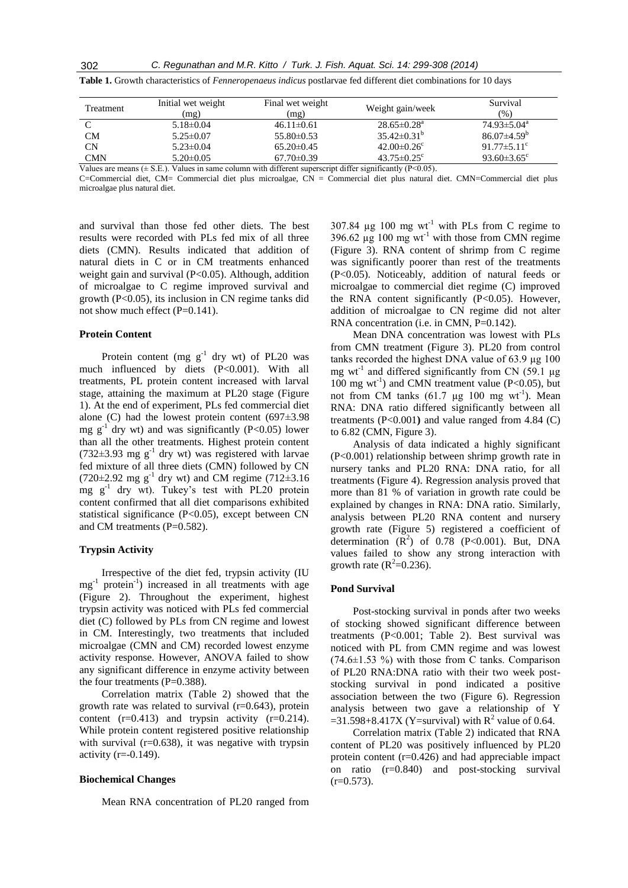**Table 1.** Growth characteristics of *Fenneropenaeus indicus* postlarvae fed different diet combinations for 10 days

| Treatment | Initial wet weight (mg) | Final wet weight (mg) | Weight gain/week | Survival (%) |
|---|---|---|---|---|
| C | 5.18±0.04 | 46.11±0.61 | 28.65±0.28[a] | 74.93±5.04[a] |
| CM | 5.25±0.07 | 55.80±0.53 | 35.42±0.31[b] | 86.07±4.59[b] |
| CN | 5.23±0.04 | 65.20±0.45 | 42.00±0.26[c] | 91.77±5.11[c] |
| CMN | 5.20±0.05 | 67.70±0.39 | 43.75±0.25[c] | 93.60±3.65[c] |

Values are means (± S.E.). Values in same column with different superscript differ significantly ($P<0.05$).
C=Commercial diet, CM= Commercial diet plus microalgae, CN = Commercial diet plus natural diet. CMN=Commercial diet plus microalgae plus natural diet.

and survival than those fed other diets. The best results were recorded with PLs fed mix of all three diets (CMN). Results indicated that addition of natural diets in C or in CM treatments enhanced weight gain and survival ($P<0.05$). Although, addition of microalgae to C regime improved survival and growth ($P<0.05$), its inclusion in CN regime tanks did not show much effect ($P=0.141$).

### Protein Content

Protein content (mg $g^{-1}$ dry wt) of PL20 was much influenced by diets ($P<0.001$). With all treatments, PL protein content increased with larval stage, attaining the maximum at PL20 stage (Figure 1). At the end of experiment, PLs fed commercial diet alone (C) had the lowest protein content (697±3.98 mg $g^{-1}$ dry wt) and was significantly ($P<0.05$) lower than all the other treatments. Highest protein content (732±3.93 mg $g^{-1}$ dry wt) was registered with larvae fed mixture of all three diets (CMN) followed by CN (720±2.92 mg $g^{-1}$ dry wt) and CM regime (712±3.16 mg $g^{-1}$ dry wt). Tukey's test with PL20 protein content confirmed that all diet comparisons exhibited statistical significance ($P<0.05$), except between CN and CM treatments ($P=0.582$).

### Trypsin Activity

Irrespective of the diet fed, trypsin activity (IU $mg^{-1}$ protein$^{-1}$) increased in all treatments with age (Figure 2). Throughout the experiment, highest trypsin activity was noticed with PLs fed commercial diet (C) followed by PLs from CN regime and lowest in CM. Interestingly, two treatments that included microalgae (CMN and CM) recorded lowest enzyme activity response. However, ANOVA failed to show any significant difference in enzyme activity between the four treatments ($P=0.388$).

Correlation matrix (Table 2) showed that the growth rate was related to survival ($r=0.643$), protein content ($r=0.413$) and trypsin activity ($r=0.214$). While protein content registered positive relationship with survival ($r=0.638$), it was negative with trypsin activity ($r=-0.149$).

### Biochemical Changes

Mean RNA concentration of PL20 ranged from 307.84 µg 100 mg $wt^{-1}$ with PLs from C regime to 396.62 µg 100 mg $wt^{-1}$ with those from CMN regime (Figure 3). RNA content of shrimp from C regime was significantly poorer than rest of the treatments ($P<0.05$). Noticeably, addition of natural feeds or microalgae to commercial diet regime (C) improved the RNA content significantly ($P<0.05$). However, addition of microalgae to CN regime did not alter RNA concentration (i.e. in CMN, $P=0.142$).

Mean DNA concentration was lowest with PLs from CMN treatment (Figure 3). PL20 from control tanks recorded the highest DNA value of 63.9 µg 100 mg $wt^{-1}$ and differed significantly from CN (59.1 µg 100 mg $wt^{-1}$) and CMN treatment value ($P<0.05$), but not from CM tanks (61.7 µg 100 mg $wt^{-1}$). Mean RNA: DNA ratio differed significantly between all treatments ($P<0.001$) and value ranged from 4.84 (C) to 6.82 (CMN, Figure 3).

Analysis of data indicated a highly significant ($P<0.001$) relationship between shrimp growth rate in nursery tanks and PL20 RNA: DNA ratio, for all treatments (Figure 4). Regression analysis proved that more than 81 % of variation in growth rate could be explained by changes in RNA: DNA ratio. Similarly, analysis between PL20 RNA content and nursery growth rate (Figure 5) registered a coefficient of determination ($R^2$) of 0.78 ($P<0.001$). But, DNA values failed to show any strong interaction with growth rate ($R^2=0.236$).

### Pond Survival

Post-stocking survival in ponds after two weeks of stocking showed significant difference between treatments ($P<0.001$; Table 2). Best survival was noticed with PL from CMN regime and was lowest (74.6±1.53 %) with those from C tanks. Comparison of PL20 RNA:DNA ratio with their two week post-stocking survival in pond indicated a positive association between the two (Figure 6). Regression analysis between two gave a relationship of $Y = 31.598+8.417X$ (Y=survival) with $R^2$ value of 0.64.

Correlation matrix (Table 2) indicated that RNA content of PL20 was positively influenced by PL20 protein content ($r=0.426$) and had appreciable impact on ratio ($r=0.840$) and post-stocking survival ($r=0.573$).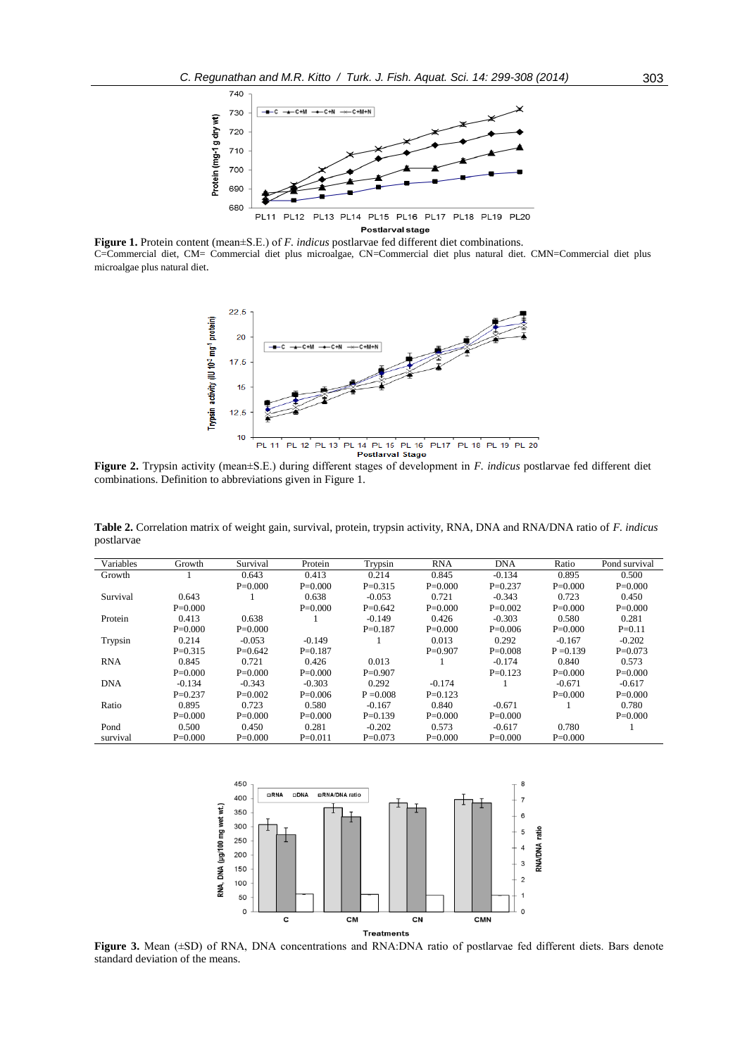**Figure 1.** Protein content (mean±S.E.) of *F. indicus* postlarvae fed different diet combinations.
C=Commercial diet, CM= Commercial diet plus microalgae, CN=Commercial diet plus natural diet. CMN=Commercial diet plus microalgae plus natural diet.

**Figure 2.** Trypsin activity (mean±S.E.) during different stages of development in *F. indicus* postlarvae fed different diet combinations. Definition to abbreviations given in Figure 1.

**Table 2.** Correlation matrix of weight gain, survival, protein, trypsin activity, RNA, DNA and RNA/DNA ratio of *F. indicus* postlarvae

| Variables | Growth | Survival | Protein | Trypsin | RNA | DNA | Ratio | Pond survival |
|---|---|---|---|---|---|---|---|---|
| Growth | 1 | 0.643 | 0.413 | 0.214 | 0.845 | -0.134 | 0.895 | 0.500 |
| | | P=0.000 | P=0.000 | P=0.315 | P=0.000 | P=0.237 | P=0.000 | P=0.000 |
| Survival | 0.643 | 1 | 0.638 | -0.053 | 0.721 | -0.343 | 0.723 | 0.450 |
| | P=0.000 | | P=0.000 | P=0.642 | P=0.000 | P=0.002 | P=0.000 | P=0.000 |
| Protein | 0.413 | 0.638 | 1 | -0.149 | 0.426 | -0.303 | 0.580 | 0.281 |
| | P=0.000 | P=0.000 | | P=0.187 | P=0.000 | P=0.006 | P=0.000 | P=0.11 |
| Trypsin | 0.214 | -0.053 | -0.149 | 1 | 0.013 | 0.292 | -0.167 | -0.202 |
| | P=0.315 | P=0.642 | P=0.187 | | P=0.907 | P=0.008 | P =0.139 | P=0.073 |
| RNA | 0.845 | 0.721 | 0.426 | 0.013 | 1 | -0.174 | 0.840 | 0.573 |
| | P=0.000 | P=0.000 | P=0.000 | P=0.907 | | P=0.123 | P=0.000 | P=0.000 |
| DNA | -0.134 | -0.343 | -0.303 | 0.292 | -0.174 | 1 | -0.671 | -0.617 |
| | P=0.237 | P=0.002 | P=0.006 | P =0.008 | P=0.123 | | P=0.000 | P=0.000 |
| Ratio | 0.895 | 0.723 | 0.580 | -0.167 | 0.840 | -0.671 | 1 | 0.780 |
| | P=0.000 | P=0.000 | P=0.000 | P=0.139 | P=0.000 | P=0.000 | | P=0.000 |
| Pond survival | 0.500 | 0.450 | 0.281 | -0.202 | 0.573 | -0.617 | 0.780 | 1 |
| | P=0.000 | P=0.000 | P=0.011 | P=0.073 | P=0.000 | P=0.000 | P=0.000 | |

**Figure 3.** Mean (±SD) of RNA, DNA concentrations and RNA:DNA ratio of postlarvae fed different diets. Bars denote standard deviation of the means.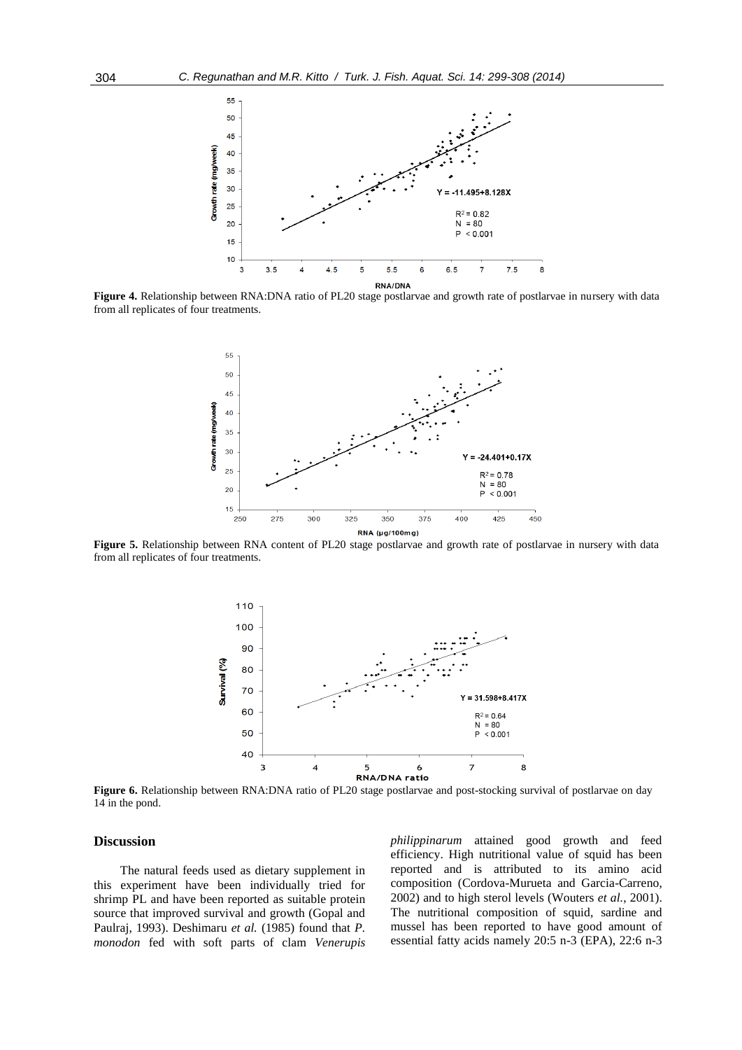**Figure 4.** Relationship between RNA:DNA ratio of PL20 stage postlarvae and growth rate of postlarvae in nursery with data from all replicates of four treatments.

**Figure 5.** Relationship between RNA content of PL20 stage postlarvae and growth rate of postlarvae in nursery with data from all replicates of four treatments.

**Figure 6.** Relationship between RNA:DNA ratio of PL20 stage postlarvae and post-stocking survival of postlarvae on day 14 in the pond.

## Discussion

The natural feeds used as dietary supplement in this experiment have been individually tried for shrimp PL and have been reported as suitable protein source that improved survival and growth (Gopal and Paulraj, 1993). Deshimaru *et al.* (1985) found that *P. monodon* fed with soft parts of clam *Venerupis philippinarum* attained good growth and feed efficiency. High nutritional value of squid has been reported and is attributed to its amino acid composition (Cordova-Murueta and Garcia-Carreno, 2002) and to high sterol levels (Wouters *et al.*, 2001). The nutritional composition of squid, sardine and mussel has been reported to have good amount of essential fatty acids namely 20:5 n-3 (EPA), 22:6 n-3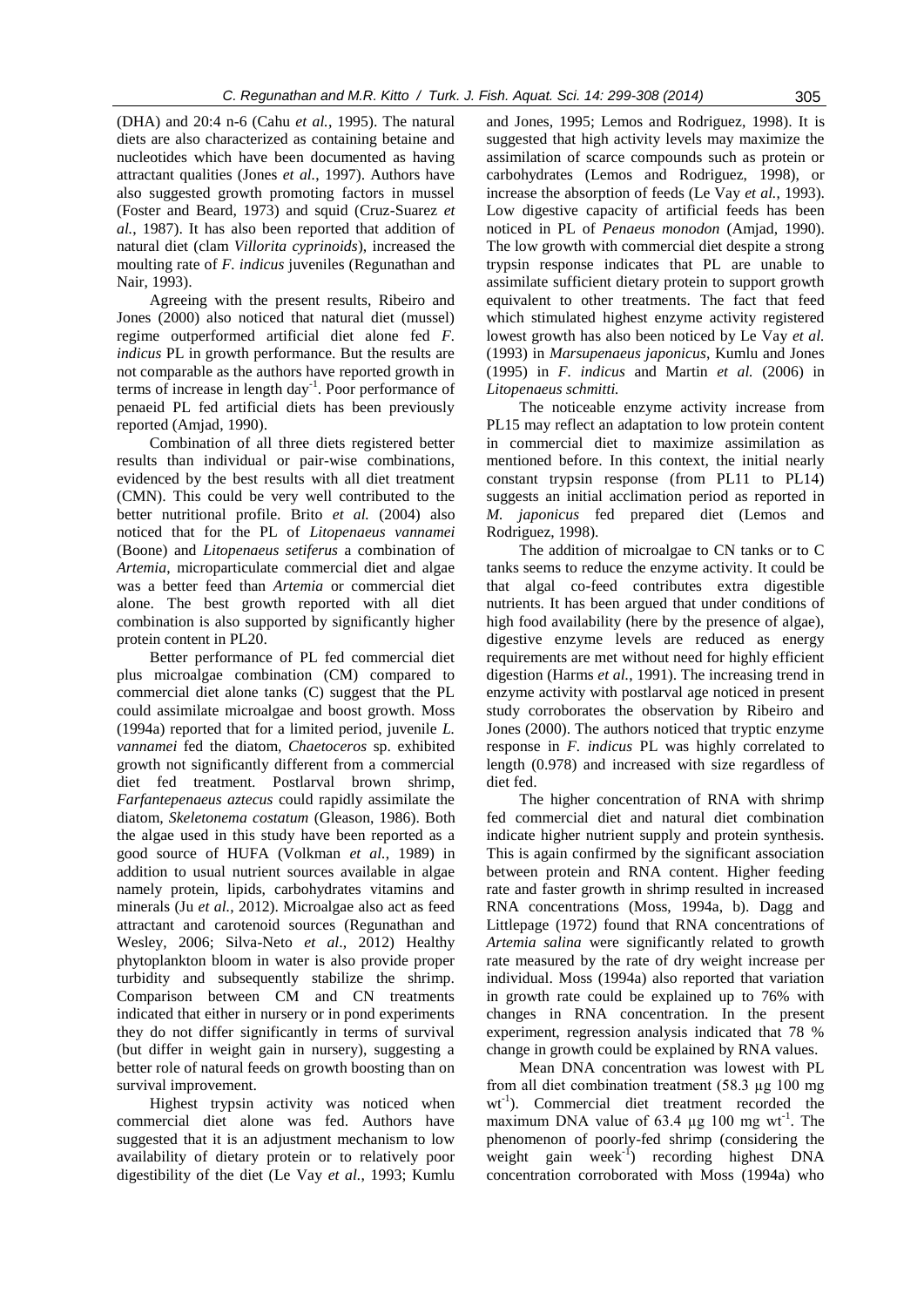(DHA) and 20:4 n-6 (Cahu *et al.*, 1995). The natural diets are also characterized as containing betaine and nucleotides which have been documented as having attractant qualities (Jones *et al.*, 1997). Authors have also suggested growth promoting factors in mussel (Foster and Beard, 1973) and squid (Cruz-Suarez *et al.*, 1987). It has also been reported that addition of natural diet (clam *Villorita cyprinoids*), increased the moulting rate of *F. indicus* juveniles (Regunathan and Nair, 1993).

Agreeing with the present results, Ribeiro and Jones (2000) also noticed that natural diet (mussel) regime outperformed artificial diet alone fed *F. indicus* PL in growth performance. But the results are not comparable as the authors have reported growth in terms of increase in length day$^{-1}$. Poor performance of penaeid PL fed artificial diets has been previously reported (Amjad, 1990).

Combination of all three diets registered better results than individual or pair-wise combinations, evidenced by the best results with all diet treatment (CMN). This could be very well contributed to the better nutritional profile. Brito *et al.* (2004) also noticed that for the PL of *Litopenaeus vannamei* (Boone) and *Litopenaeus setiferus* a combination of *Artemia*, microparticulate commercial diet and algae was a better feed than *Artemia* or commercial diet alone. The best growth reported with all diet combination is also supported by significantly higher protein content in PL20.

Better performance of PL fed commercial diet plus microalgae combination (CM) compared to commercial diet alone tanks (C) suggest that the PL could assimilate microalgae and boost growth. Moss (1994a) reported that for a limited period, juvenile *L. vannamei* fed the diatom, *Chaetoceros* sp. exhibited growth not significantly different from a commercial diet fed treatment. Postlarval brown shrimp, *Farfantepenaeus aztecus* could rapidly assimilate the diatom, *Skeletonema costatum* (Gleason, 1986). Both the algae used in this study have been reported as a good source of HUFA (Volkman *et al.*, 1989) in addition to usual nutrient sources available in algae namely protein, lipids, carbohydrates vitamins and minerals (Ju *et al.*, 2012). Microalgae also act as feed attractant and carotenoid sources (Regunathan and Wesley, 2006; Silva-Neto *et al*., 2012) Healthy phytoplankton bloom in water is also provide proper turbidity and subsequently stabilize the shrimp. Comparison between CM and CN treatments indicated that either in nursery or in pond experiments they do not differ significantly in terms of survival (but differ in weight gain in nursery), suggesting a better role of natural feeds on growth boosting than on survival improvement.

Highest trypsin activity was noticed when commercial diet alone was fed. Authors have suggested that it is an adjustment mechanism to low availability of dietary protein or to relatively poor digestibility of the diet (Le Vay *et al.*, 1993; Kumlu and Jones, 1995; Lemos and Rodriguez, 1998). It is suggested that high activity levels may maximize the assimilation of scarce compounds such as protein or carbohydrates (Lemos and Rodriguez, 1998), or increase the absorption of feeds (Le Vay *et al.*, 1993). Low digestive capacity of artificial feeds has been noticed in PL of *Penaeus monodon* (Amjad, 1990). The low growth with commercial diet despite a strong trypsin response indicates that PL are unable to assimilate sufficient dietary protein to support growth equivalent to other treatments. The fact that feed which stimulated highest enzyme activity registered lowest growth has also been noticed by Le Vay *et al.* (1993) in *Marsupenaeus japonicus*, Kumlu and Jones (1995) in *F. indicus* and Martin *et al.* (2006) in *Litopenaeus schmitti.*

The noticeable enzyme activity increase from PL15 may reflect an adaptation to low protein content in commercial diet to maximize assimilation as mentioned before. In this context, the initial nearly constant trypsin response (from PL11 to PL14) suggests an initial acclimation period as reported in *M. japonicus* fed prepared diet (Lemos and Rodriguez, 1998).

The addition of microalgae to CN tanks or to C tanks seems to reduce the enzyme activity. It could be that algal co-feed contributes extra digestible nutrients. It has been argued that under conditions of high food availability (here by the presence of algae), digestive enzyme levels are reduced as energy requirements are met without need for highly efficient digestion (Harms *et al.*, 1991). The increasing trend in enzyme activity with postlarval age noticed in present study corroborates the observation by Ribeiro and Jones (2000). The authors noticed that tryptic enzyme response in *F. indicus* PL was highly correlated to length (0.978) and increased with size regardless of diet fed.

The higher concentration of RNA with shrimp fed commercial diet and natural diet combination indicate higher nutrient supply and protein synthesis. This is again confirmed by the significant association between protein and RNA content. Higher feeding rate and faster growth in shrimp resulted in increased RNA concentrations (Moss, 1994a, b). Dagg and Littlepage (1972) found that RNA concentrations of *Artemia salina* were significantly related to growth rate measured by the rate of dry weight increase per individual. Moss (1994a) also reported that variation in growth rate could be explained up to 76% with changes in RNA concentration. In the present experiment, regression analysis indicated that 78 % change in growth could be explained by RNA values.

Mean DNA concentration was lowest with PL from all diet combination treatment (58.3 µg 100 mg wt$^{-1}$). Commercial diet treatment recorded the maximum DNA value of 63.4 µg 100 mg wt$^{-1}$. The phenomenon of poorly-fed shrimp (considering the weight gain week$^{-1}$) recording highest DNA concentration corroborated with Moss (1994a) who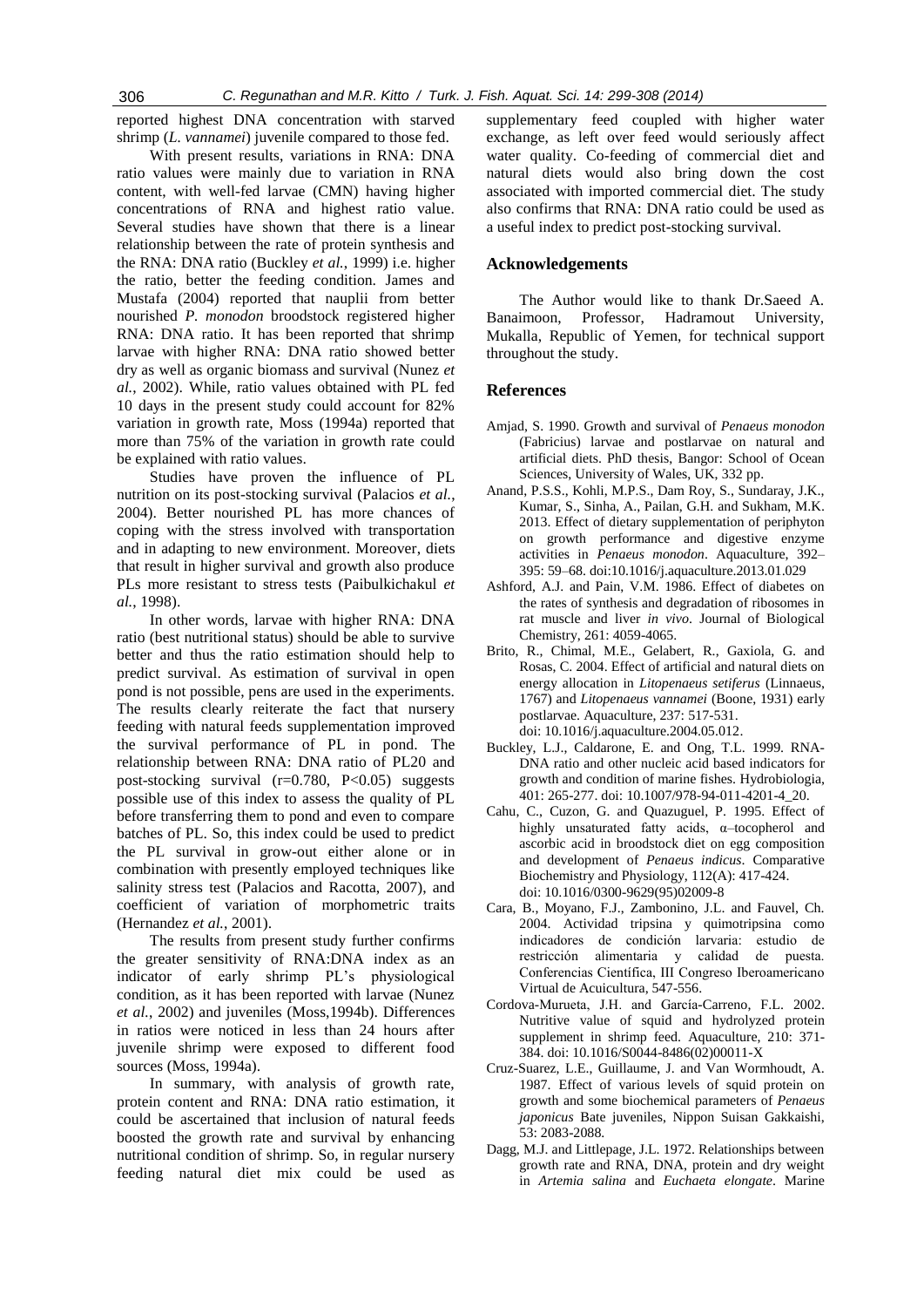reported highest DNA concentration with starved shrimp (*L. vannamei*) juvenile compared to those fed.

With present results, variations in RNA: DNA ratio values were mainly due to variation in RNA content, with well-fed larvae (CMN) having higher concentrations of RNA and highest ratio value. Several studies have shown that there is a linear relationship between the rate of protein synthesis and the RNA: DNA ratio (Buckley *et al.*, 1999) i.e. higher the ratio, better the feeding condition. James and Mustafa (2004) reported that nauplii from better nourished *P. monodon* broodstock registered higher RNA: DNA ratio. It has been reported that shrimp larvae with higher RNA: DNA ratio showed better dry as well as organic biomass and survival (Nunez *et al.*, 2002). While, ratio values obtained with PL fed 10 days in the present study could account for 82% variation in growth rate, Moss (1994a) reported that more than 75% of the variation in growth rate could be explained with ratio values.

Studies have proven the influence of PL nutrition on its post-stocking survival (Palacios *et al.*, 2004). Better nourished PL has more chances of coping with the stress involved with transportation and in adapting to new environment. Moreover, diets that result in higher survival and growth also produce PLs more resistant to stress tests (Paibulkichakul *et al.*, 1998).

In other words, larvae with higher RNA: DNA ratio (best nutritional status) should be able to survive better and thus the ratio estimation should help to predict survival. As estimation of survival in open pond is not possible, pens are used in the experiments. The results clearly reiterate the fact that nursery feeding with natural feeds supplementation improved the survival performance of PL in pond. The relationship between RNA: DNA ratio of PL20 and post-stocking survival ($r=0.780$, $P<0.05$) suggests possible use of this index to assess the quality of PL before transferring them to pond and even to compare batches of PL. So, this index could be used to predict the PL survival in grow-out either alone or in combination with presently employed techniques like salinity stress test (Palacios and Racotta, 2007), and coefficient of variation of morphometric traits (Hernandez *et al.*, 2001).

The results from present study further confirms the greater sensitivity of RNA:DNA index as an indicator of early shrimp PL's physiological condition, as it has been reported with larvae (Nunez *et al.*, 2002) and juveniles (Moss,1994b). Differences in ratios were noticed in less than 24 hours after juvenile shrimp were exposed to different food sources (Moss, 1994a).

In summary, with analysis of growth rate, protein content and RNA: DNA ratio estimation, it could be ascertained that inclusion of natural feeds boosted the growth rate and survival by enhancing nutritional condition of shrimp. So, in regular nursery feeding natural diet mix could be used as supplementary feed coupled with higher water exchange, as left over feed would seriously affect water quality. Co-feeding of commercial diet and natural diets would also bring down the cost associated with imported commercial diet. The study also confirms that RNA: DNA ratio could be used as a useful index to predict post-stocking survival.

## Acknowledgements

The Author would like to thank Dr.Saeed A. Banaimoon, Professor, Hadramout University, Mukalla, Republic of Yemen, for technical support throughout the study.

## References

Amjad, S. 1990. Growth and survival of *Penaeus monodon* (Fabricius) larvae and postlarvae on natural and artificial diets. PhD thesis, Bangor: School of Ocean Sciences, University of Wales, UK, 332 pp.

Anand, P.S.S., Kohli, M.P.S., Dam Roy, S., Sundaray, J.K., Kumar, S., Sinha, A., Pailan, G.H. and Sukham, M.K. 2013. Effect of dietary supplementation of periphyton on growth performance and digestive enzyme activities in *Penaeus monodon*. Aquaculture, 392–395: 59–68. doi:10.1016/j.aquaculture.2013.01.029

Ashford, A.J. and Pain, V.M. 1986. Effect of diabetes on the rates of synthesis and degradation of ribosomes in rat muscle and liver *in vivo*. Journal of Biological Chemistry, 261: 4059-4065.

Brito, R., Chimal, M.E., Gelabert, R., Gaxiola, G. and Rosas, C. 2004. Effect of artificial and natural diets on energy allocation in *Litopenaeus setiferus* (Linnaeus, 1767) and *Litopenaeus vannamei* (Boone, 1931) early postlarvae. Aquaculture, 237: 517-531. doi: 10.1016/j.aquaculture.2004.05.012.

Buckley, L.J., Caldarone, E. and Ong, T.L. 1999. RNA-DNA ratio and other nucleic acid based indicators for growth and condition of marine fishes. Hydrobiologia, 401: 265-277. doi: 10.1007/978-94-011-4201-4_20.

Cahu, C., Cuzon, G. and Quazuguel, P. 1995. Effect of highly unsaturated fatty acids, α–tocopherol and ascorbic acid in broodstock diet on egg composition and development of *Penaeus indicus*. Comparative Biochemistry and Physiology, 112(A): 417-424. doi: 10.1016/0300-9629(95)02009-8

Cara, B., Moyano, F.J., Zambonino, J.L. and Fauvel, Ch. 2004. Actividad tripsina y quimotripsina como indicadores de condición larvaria: estudio de restricción alimentaria y calidad de puesta. Conferencias Científica, III Congreso Iberoamericano Virtual de Acuicultura, 547-556.

Cordova-Murueta, J.H. and García-Carreno, F.L. 2002. Nutritive value of squid and hydrolyzed protein supplement in shrimp feed. Aquaculture, 210: 371-384. doi: 10.1016/S0044-8486(02)00011-X

Cruz-Suarez, L.E., Guillaume, J. and Van Wormhoudt, A. 1987. Effect of various levels of squid protein on growth and some biochemical parameters of *Penaeus japonicus* Bate juveniles, Nippon Suisan Gakkaishi, 53: 2083-2088.

Dagg, M.J. and Littlepage, J.L. 1972. Relationships between growth rate and RNA, DNA, protein and dry weight in *Artemia salina* and *Euchaeta elongate*. Marine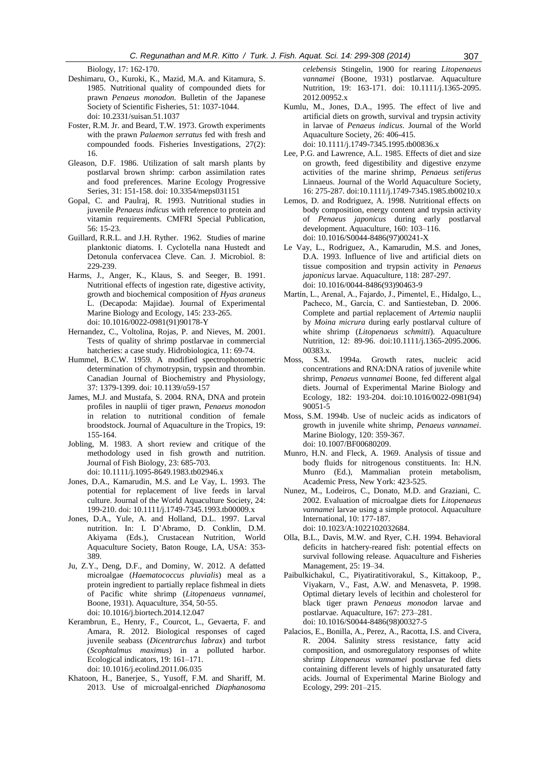Biology, 17: 162-170.

Deshimaru, O., Kuroki, K., Mazid, M.A. and Kitamura, S. 1985. Nutritional quality of compounded diets for prawn *Penaeus monodon*. Bulletin of the Japanese Society of Scientific Fisheries, 51: 1037-1044. doi: 10.2331/suisan.51.1037

Foster, R.M. Jr. and Beard, T.W. 1973. Growth experiments with the prawn *Palaemon serratus* fed with fresh and compounded foods. Fisheries Investigations, 27(2): 16.

Gleason, D.F. 1986. Utilization of salt marsh plants by postlarval brown shrimp: carbon assimilation rates and food preferences. Marine Ecology Progressive Series, 31: 151-158. doi: 10.3354/meps031151

Gopal, C. and Paulraj, R. 1993. Nutritional studies in juvenile *Penaeus indicus* with reference to protein and vitamin requirements. CMFRI Special Publication, 56: 15-23.

Guillard, R.R.L. and J.H. Ryther. 1962. Studies of marine planktonic diatoms. I. Cyclotella nana Hustedt and Detonula confervacea Cleve. Can. J. Microbiol. 8: 229-239.

Harms, J., Anger, K., Klaus, S. and Seeger, B. 1991. Nutritional effects of ingestion rate, digestive activity, growth and biochemical composition of *Hyas araneus* L. (Decapoda: Majidae). Journal of Experimental Marine Biology and Ecology, 145: 233-265. doi: 10.1016/0022-0981(91)90178-Y

Hernandez, C., Voltolina, Rojas, P. and Nieves, M. 2001. Tests of quality of shrimp postlarvae in commercial hatcheries: a case study. Hidrobiologica, 11: 69-74.

Hummel, B.C.W. 1959. A modified spectrophotometric determination of chymotrypsin, trypsin and thrombin. Canadian Journal of Biochemistry and Physiology, 37: 1379-1399. doi: 10.1139/o59-157

James, M.J. and Mustafa, S. 2004. RNA, DNA and protein profiles in nauplii of tiger prawn, *Penaeus monodon* in relation to nutritional condition of female broodstock. Journal of Aquaculture in the Tropics, 19: 155-164.

Jobling, M. 1983. A short review and critique of the methodology used in fish growth and nutrition. Journal of Fish Biology, 23: 685-703. doi: 10.1111/j.1095-8649.1983.tb02946.x

Jones, D.A., Kamarudin, M.S. and Le Vay, L. 1993. The potential for replacement of live feeds in larval culture. Journal of the World Aquaculture Society, 24: 199-210. doi: 10.1111/j.1749-7345.1993.tb00009.x

Jones, D.A., Yule, A. and Holland, D.L. 1997. Larval nutrition. In: I. D'Abramo, D. Conklin, D.M. Akiyama (Eds.), Crustacean Nutrition, World Aquaculture Society, Baton Rouge, LA, USA: 353-389.

Ju, Z.Y., Deng, D.F., and Dominy, W. 2012. A defatted microalgae (*Haematococcus pluvialis*) meal as a protein ingredient to partially replace fishmeal in diets of Pacific white shrimp (*Litopenaeus vannamei*, Boone, 1931). Aquaculture, 354, 50-55. doi: 10.1016/j.biortech.2014.12.047

Kerambrun, E., Henry, F., Courcot, L., Gevaerta, F. and Amara, R. 2012. Biological responses of caged juvenile seabass (*Dicentrarchus labrax*) and turbot (*Scophtalmus maximus*) in a polluted harbor. Ecological indicators, 19: 161–171. doi: 10.1016/j.ecolind.2011.06.035

Khatoon, H., Banerjee, S., Yusoff, F.M. and Shariff, M. 2013. Use of microalgal-enriched *Diaphanosoma celebensis* Stingelin, 1900 for rearing *Litopenaeus vannamei* (Boone, 1931) postlarvae. Aquaculture Nutrition, 19: 163-171. doi: 10.1111/j.1365-2095.2012.00952.x

Kumlu, M., Jones, D.A., 1995. The effect of live and artificial diets on growth, survival and trypsin activity in larvae of *Penaeus indicus*. Journal of the World Aquaculture Society, 26: 406-415. doi: 10.1111/j.1749-7345.1995.tb00836.x

Lee, P.G. and Lawrence, A.L. 1985. Effects of diet and size on growth, feed digestibility and digestive enzyme activities of the marine shrimp, *Penaeus setiferus* Linnaeus. Journal of the World Aquaculture Society, 16: 275-287. doi:10.1111/j.1749-7345.1985.tb00210.x

Lemos, D. and Rodriguez, A. 1998. Nutritional effects on body composition, energy content and trypsin activity of *Penaeus japonicus* during early postlarval development. Aquaculture, 160: 103–116. doi: 10.1016/S0044-8486(97)00241-X

Le Vay, L., Rodriguez, A., Kamarudin, M.S. and Jones, D.A. 1993. Influence of live and artificial diets on tissue composition and trypsin activity in *Penaeus japonicus* larvae. Aquaculture, 118: 287-297. doi: 10.1016/0044-8486(93)90463-9

Martín, L., Arenal, A., Fajardo, J., Pimentel, E., Hidalgo, L., Pacheco, M., García, C. and Santiesteban, D. 2006. Complete and partial replacement of *Artemia* nauplii by *Moina micrura* during early postlarval culture of white shrimp (*Litopenaeus schmitti*). Aquaculture Nutrition, 12: 89-96. doi:10.1111/j.1365-2095.2006.00383.x.

Moss, S.M. 1994a. Growth rates, nucleic acid concentrations and RNA:DNA ratios of juvenile white shrimp, *Penaeus vannamei* Boone, fed different algal diets. Journal of Experimental Marine Biology and Ecology, 182: 193-204. doi:10.1016/0022-0981(94)90051-5

Moss, S.M. 1994b. Use of nucleic acids as indicators of growth in juvenile white shrimp, *Penaeus vannamei*. Marine Biology, 120: 359-367. doi: 10.1007/BF00680209.

Munro, H.N. and Fleck, A. 1969. Analysis of tissue and body fluids for nitrogenous constituents. In: H.N. Munro (Ed.), Mammalian protein metabolism, Academic Press, New York: 423-525.

Nunez, M., Lodeiros, C., Donato, M.D. and Graziani, C. 2002. Evaluation of microalgae diets for *Litopenaeus vannamei* larvae using a simple protocol. Aquaculture International, 10: 177-187. doi: 10.1023/A:1022102032684.

Olla, B.L., Davis, M.W. and Ryer, C.H. 1994. Behavioral deficits in hatchery-reared fish: potential effects on survival following release. Aquaculture and Fisheries Management, 25: 19–34.

Paibulkichakul, C., Piyatiratitivorakul, S., Kittakoop, P., Viyakarn, V., Fast, A.W. and Menasveta, P. 1998. Optimal dietary levels of lecithin and cholesterol for black tiger prawn *Penaeus monodon* larvae and postlarvae. Aquaculture, 167: 273–281. doi: 10.1016/S0044-8486(98)00327-5

Palacios, E., Bonilla, A., Perez, A., Racotta, I.S. and Civera, R. 2004. Salinity stress resistance, fatty acid composition, and osmoregulatory responses of white shrimp *Litopenaeus vannamei* postlarvae fed diets containing different levels of highly unsaturated fatty acids. Journal of Experimental Marine Biology and Ecology, 299: 201–215.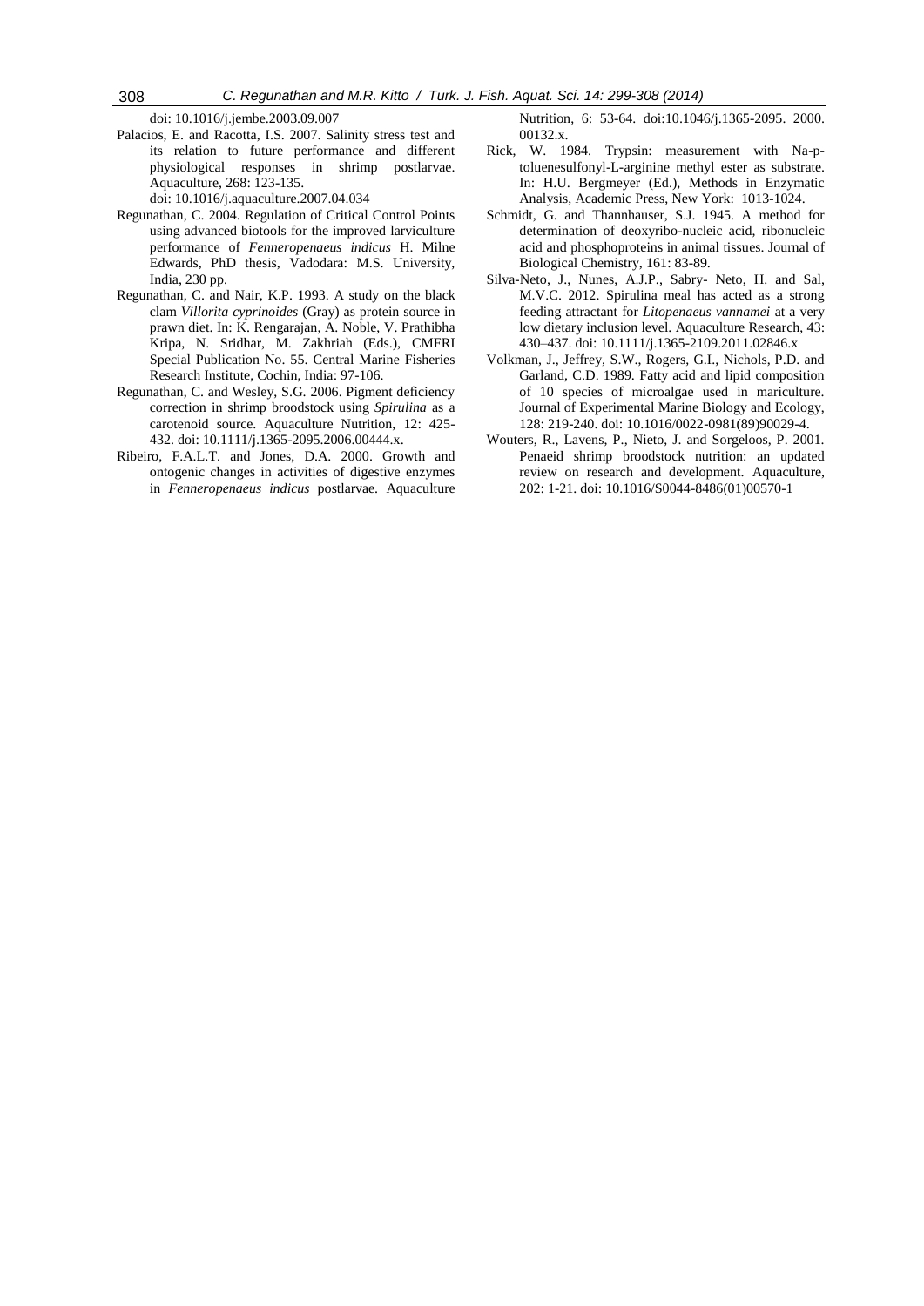doi: 10.1016/j.jembe.2003.09.007

Palacios, E. and Racotta, I.S. 2007. Salinity stress test and its relation to future performance and different physiological responses in shrimp postlarvae. Aquaculture, 268: 123-135. doi: 10.1016/j.aquaculture.2007.04.034

Regunathan, C. 2004. Regulation of Critical Control Points using advanced biotools for the improved larviculture performance of *Fenneropenaeus indicus* H. Milne Edwards, PhD thesis, Vadodara: M.S. University, India, 230 pp.

Regunathan, C. and Nair, K.P. 1993. A study on the black clam *Villorita cyprinoides* (Gray) as protein source in prawn diet. In: K. Rengarajan, A. Noble, V. Prathibha Kripa, N. Sridhar, M. Zakhriah (Eds.), CMFRI Special Publication No. 55. Central Marine Fisheries Research Institute, Cochin, India: 97-106.

Regunathan, C. and Wesley, S.G. 2006. Pigment deficiency correction in shrimp broodstock using *Spirulina* as a carotenoid source. Aquaculture Nutrition, 12: 425-432. doi: 10.1111/j.1365-2095.2006.00444.x.

Ribeiro, F.A.L.T. and Jones, D.A. 2000. Growth and ontogenic changes in activities of digestive enzymes in *Fenneropenaeus indicus* postlarvae. Aquaculture Nutrition, 6: 53-64. doi:10.1046/j.1365-2095. 2000. 00132.x.

Rick, W. 1984. Trypsin: measurement with Na-p-toluenesulfonyl-L-arginine methyl ester as substrate. In: H.U. Bergmeyer (Ed.), Methods in Enzymatic Analysis, Academic Press, New York: 1013-1024.

Schmidt, G. and Thannhauser, S.J. 1945. A method for determination of deoxyribo-nucleic acid, ribonucleic acid and phosphoproteins in animal tissues. Journal of Biological Chemistry, 161: 83-89.

Silva-Neto, J., Nunes, A.J.P., Sabry- Neto, H. and Sal, M.V.C. 2012. Spirulina meal has acted as a strong feeding attractant for *Litopenaeus vannamei* at a very low dietary inclusion level. Aquaculture Research, 43: 430–437. doi: 10.1111/j.1365-2109.2011.02846.x

Volkman, J., Jeffrey, S.W., Rogers, G.I., Nichols, P.D. and Garland, C.D. 1989. Fatty acid and lipid composition of 10 species of microalgae used in mariculture. Journal of Experimental Marine Biology and Ecology, 128: 219-240. doi: 10.1016/0022-0981(89)90029-4.

Wouters, R., Lavens, P., Nieto, J. and Sorgeloos, P. 2001. Penaeid shrimp broodstock nutrition: an updated review on research and development. Aquaculture, 202: 1-21. doi: 10.1016/S0044-8486(01)00570-1